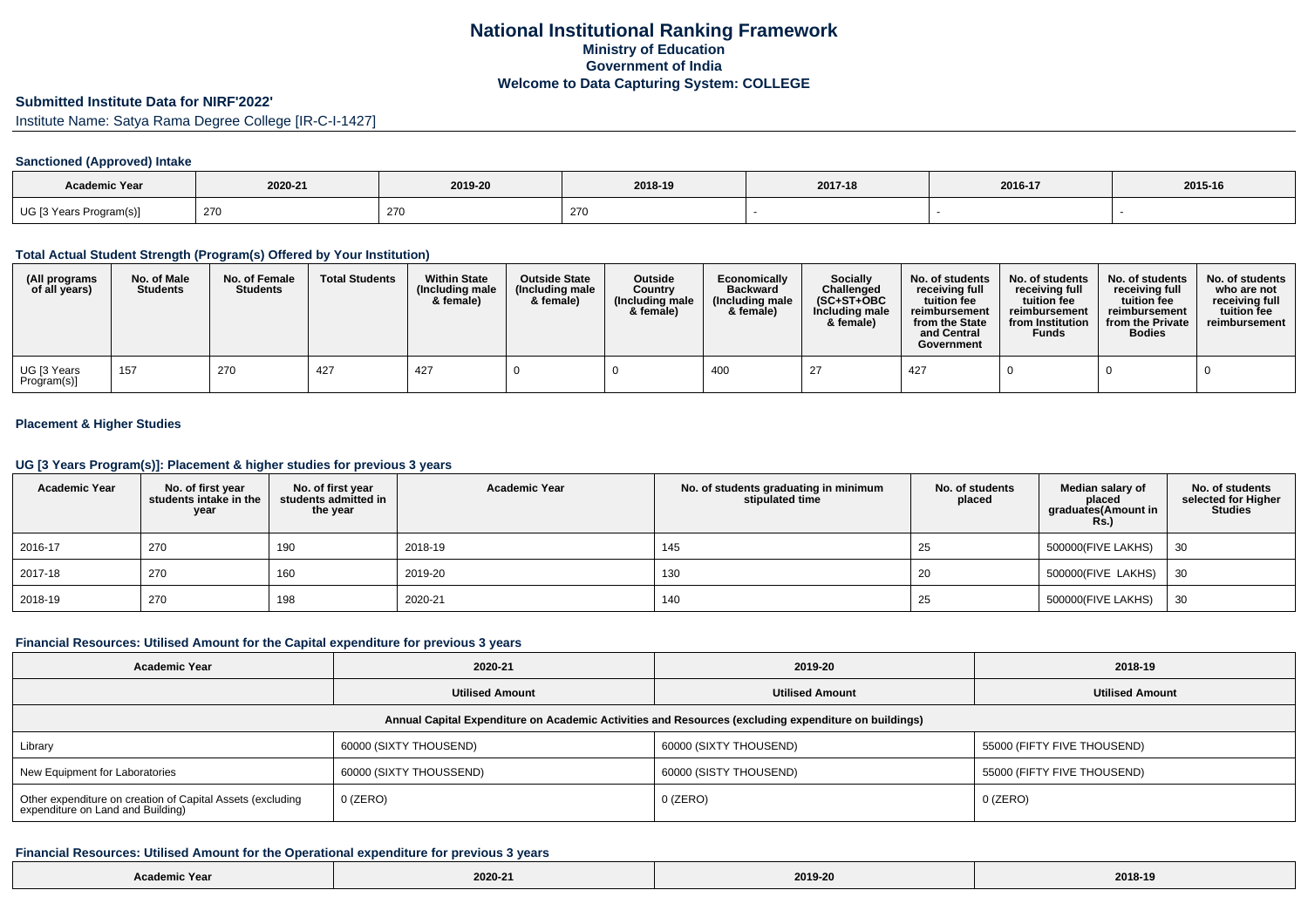# National Institutional Ranking Framework

## Ministry of Education

## Government of India

## Welcome to Data Capturing System: COLLEGE

### Submitted Institute Data for NIRF'2022'

Institute Name: Satya Rama Degree College [IR-C-I-1427]

### Sanctioned (Approved) Intake

| Academic Year | 2020-21 | 2019-20 | 2018-19 | 2017-18 | 2016-17 | 2015-16 |
|---|---|---|---|---|---|---|
| UG [3 Years Program(s)] | 270 | 270 | 270 | - | - | - |

### Total Actual Student Strength (Program(s) Offered by Your Institution)

| (All programs of all years) | No. of Male Students | No. of Female Students | Total Students | Within State (Including male & female) | Outside State (Including male & female) | Outside Country (Including male & female) | Economically Backward (Including male & female) | Socially Challenged (SC+ST+OBC Including male & female) | No. of students receiving full tuition fee reimbursement from the State and Central Government | No. of students receiving full tuition fee reimbursement from Institution Funds | No. of students receiving full tuition fee reimbursement from the Private Bodies | No. of students who are not receiving full tuition fee reimbursement |
|---|---|---|---|---|---|---|---|---|---|---|---|---|
| UG [3 Years Program(s)] | 157 | 270 | 427 | 427 | 0 | 0 | 400 | 27 | 427 | 0 | 0 | 0 |

### Placement & Higher Studies

### UG [3 Years Program(s)]: Placement & higher studies for previous 3 years

| Academic Year | No. of first year students intake in the year | No. of first year students admitted in the year | Academic Year | No. of students graduating in minimum stipulated time | No. of students placed | Median salary of placed graduates(Amount in Rs.) | No. of students selected for Higher Studies |
|---|---|---|---|---|---|---|---|
| 2016-17 | 270 | 190 | 2018-19 | 145 | 25 | 500000(FIVE LAKHS) | 30 |
| 2017-18 | 270 | 160 | 2019-20 | 130 | 20 | 500000(FIVE LAKHS) | 30 |
| 2018-19 | 270 | 198 | 2020-21 | 140 | 25 | 500000(FIVE LAKHS) | 30 |

### Financial Resources: Utilised Amount for the Capital expenditure for previous 3 years

| Academic Year | 2020-21 | 2019-20 | 2018-19 |
|---|---|---|---|
| | Utilised Amount | Utilised Amount | Utilised Amount |
| Annual Capital Expenditure on Academic Activities and Resources (excluding expenditure on buildings) | | | |
| Library | 60000 (SIXTY THOUSEND) | 60000 (SIXTY THOUSEND) | 55000 (FIFTY FIVE THOUSEND) |
| New Equipment for Laboratories | 60000 (SIXTY THOUSSEND) | 60000 (SISTY THOUSEND) | 55000 (FIFTY FIVE THOUSEND) |
| Other expenditure on creation of Capital Assets (excluding expenditure on Land and Building) | 0 (ZERO) | 0 (ZERO) | 0 (ZERO) |

### Financial Resources: Utilised Amount for the Operational expenditure for previous 3 years

| Academic Year | 2020-21 | 2019-20 | 2018-19 |
|---|---|---|---|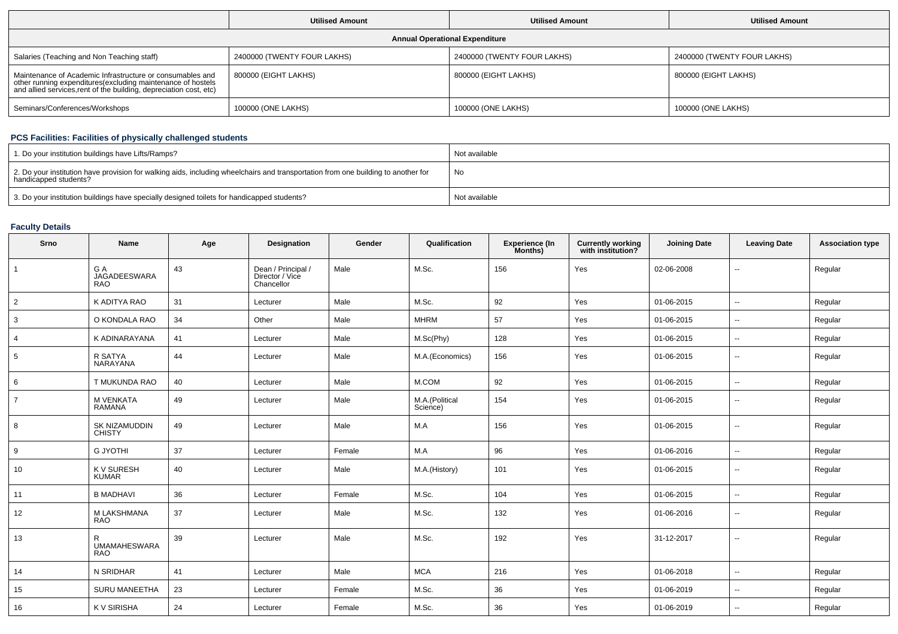| | Utilised Amount | Utilised Amount | Utilised Amount |
|---|---|---|---|
| **Annual Operational Expenditure** | | | |
| Salaries (Teaching and Non Teaching staff) | 2400000 (TWENTY FOUR LAKHS) | 2400000 (TWENTY FOUR LAKHS) | 2400000 (TWENTY FOUR LAKHS) |
| Maintenance of Academic Infrastructure or consumables and other running expenditures(excluding maintenance of hostels and allied services,rent of the building, depreciation cost, etc) | 800000 (EIGHT LAKHS) | 800000 (EIGHT LAKHS) | 800000 (EIGHT LAKHS) |
| Seminars/Conferences/Workshops | 100000 (ONE LAKHS) | 100000 (ONE LAKHS) | 100000 (ONE LAKHS) |

### PCS Facilities: Facilities of physically challenged students

| | |
|---|---|
| 1. Do your institution buildings have Lifts/Ramps? | Not available |
| 2. Do your institution have provision for walking aids, including wheelchairs and transportation from one building to another for handicapped students? | No |
| 3. Do your institution buildings have specially designed toilets for handicapped students? | Not available |

### Faculty Details

| Srno | Name | Age | Designation | Gender | Qualification | Experience (In Months) | Currently working with institution? | Joining Date | Leaving Date | Association type |
|---|---|---|---|---|---|---|---|---|---|---|
| 1 | G A JAGADEESWARA RAO | 43 | Dean / Principal / Director / Vice Chancellor | Male | M.Sc. | 156 | Yes | 02-06-2008 | -- | Regular |
| 2 | K ADITYA RAO | 31 | Lecturer | Male | M.Sc. | 92 | Yes | 01-06-2015 | -- | Regular |
| 3 | O KONDALA RAO | 34 | Other | Male | MHRM | 57 | Yes | 01-06-2015 | -- | Regular |
| 4 | K ADINARAYANA | 41 | Lecturer | Male | M.Sc(Phy) | 128 | Yes | 01-06-2015 | -- | Regular |
| 5 | R SATYA NARAYANA | 44 | Lecturer | Male | M.A.(Economics) | 156 | Yes | 01-06-2015 | -- | Regular |
| 6 | T MUKUNDA RAO | 40 | Lecturer | Male | M.COM | 92 | Yes | 01-06-2015 | -- | Regular |
| 7 | M VENKATA RAMANA | 49 | Lecturer | Male | M.A.(Political Science) | 154 | Yes | 01-06-2015 | -- | Regular |
| 8 | SK NIZAMUDDIN CHISTY | 49 | Lecturer | Male | M.A | 156 | Yes | 01-06-2015 | -- | Regular |
| 9 | G JYOTHI | 37 | Lecturer | Female | M.A | 96 | Yes | 01-06-2016 | -- | Regular |
| 10 | K V SURESH KUMAR | 40 | Lecturer | Male | M.A.(History) | 101 | Yes | 01-06-2015 | -- | Regular |
| 11 | B MADHAVI | 36 | Lecturer | Female | M.Sc. | 104 | Yes | 01-06-2015 | -- | Regular |
| 12 | M LAKSHMANA RAO | 37 | Lecturer | Male | M.Sc. | 132 | Yes | 01-06-2016 | -- | Regular |
| 13 | R UMAMAHESWARA RAO | 39 | Lecturer | Male | M.Sc. | 192 | Yes | 31-12-2017 | -- | Regular |
| 14 | N SRIDHAR | 41 | Lecturer | Male | MCA | 216 | Yes | 01-06-2018 | -- | Regular |
| 15 | SURU MANEETHA | 23 | Lecturer | Female | M.Sc. | 36 | Yes | 01-06-2019 | -- | Regular |
| 16 | K V SIRISHA | 24 | Lecturer | Female | M.Sc. | 36 | Yes | 01-06-2019 | -- | Regular |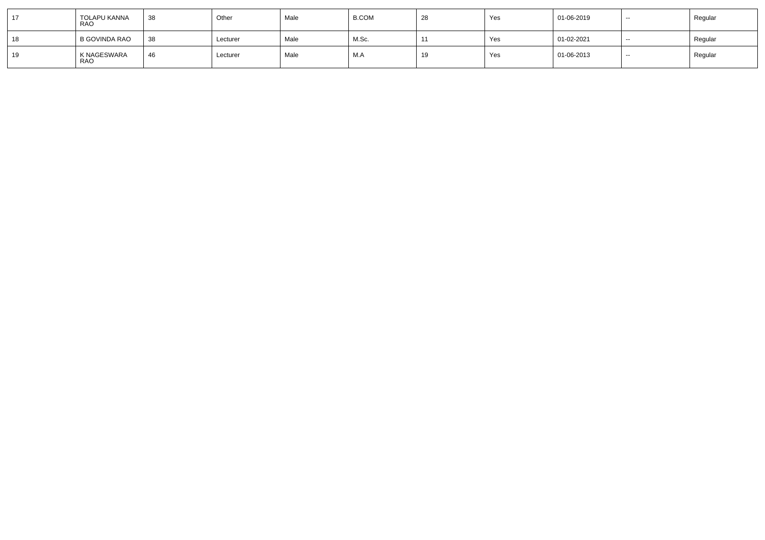| | | | | | | | | | | |
|---|---|---|---|---|---|---|---|---|---|---|
| 17 | TOLAPU KANNA RAO | 38 | Other | Male | B.COM | 28 | Yes | 01-06-2019 | -- | Regular |
| 18 | B GOVINDA RAO | 38 | Lecturer | Male | M.Sc. | 11 | Yes | 01-02-2021 | -- | Regular |
| 19 | K NAGESWARA RAO | 46 | Lecturer | Male | M.A | 19 | Yes | 01-06-2013 | -- | Regular |